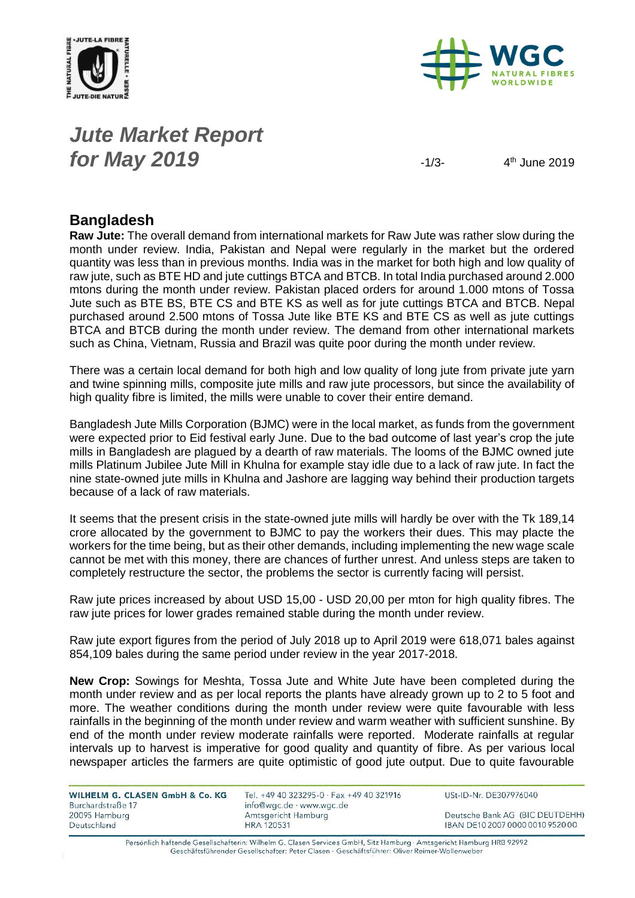# Jute Market Report for May 2019

4th June 2019

## Bangladesh

**Raw Jute:** The overall demand from international markets for Raw Jute was rather slow during the month under review. India, Pakistan and Nepal were regularly in the market but the ordered quantity was less than in previous months. India was in the market for both high and low quality of raw jute, such as BTE HD and jute cuttings BTCA and BTCB. In total India purchased around 2.000 mtons during the month under review. Pakistan placed orders for around 1.000 mtons of Tossa Jute such as BTE BS, BTE CS and BTE KS as well as for jute cuttings BTCA and BTCB. Nepal purchased around 2.500 mtons of Tossa Jute like BTE KS and BTE CS as well as jute cuttings BTCA and BTCB during the month under review. The demand from other international markets such as China, Vietnam, Russia and Brazil was quite poor during the month under review.

There was a certain local demand for both high and low quality of long jute from private jute yarn and twine spinning mills, composite jute mills and raw jute processors, but since the availability of high quality fibre is limited, the mills were unable to cover their entire demand.

Bangladesh Jute Mills Corporation (BJMC) were in the local market, as funds from the government were expected prior to Eid festival early June. Due to the bad outcome of last year's crop the jute mills in Bangladesh are plagued by a dearth of raw materials. The looms of the BJMC owned jute mills Platinum Jubilee Jute Mill in Khulna for example stay idle due to a lack of raw jute. In fact the nine state-owned jute mills in Khulna and Jashore are lagging way behind their production targets because of a lack of raw materials.

It seems that the present crisis in the state-owned jute mills will hardly be over with the Tk 189,14 crore allocated by the government to BJMC to pay the workers their dues. This may placte the workers for the time being, but as their other demands, including implementing the new wage scale cannot be met with this money, there are chances of further unrest. And unless steps are taken to completely restructure the sector, the problems the sector is currently facing will persist.

Raw jute prices increased by about USD 15,00 - USD 20,00 per mton for high quality fibres. The raw jute prices for lower grades remained stable during the month under review.

Raw jute export figures from the period of July 2018 up to April 2019 were 618,071 bales against 854,109 bales during the same period under review in the year 2017-2018.

**New Crop:** Sowings for Meshta, Tossa Jute and White Jute have been completed during the month under review and as per local reports the plants have already grown up to 2 to 5 foot and more. The weather conditions during the month under review were quite favourable with less rainfalls in the beginning of the month under review and warm weather with sufficient sunshine. By end of the month under review moderate rainfalls were reported. Moderate rainfalls at regular intervals up to harvest is imperative for good quality and quantity of fibre. As per various local newspaper articles the farmers are quite optimistic of good jute output. Due to quite favourable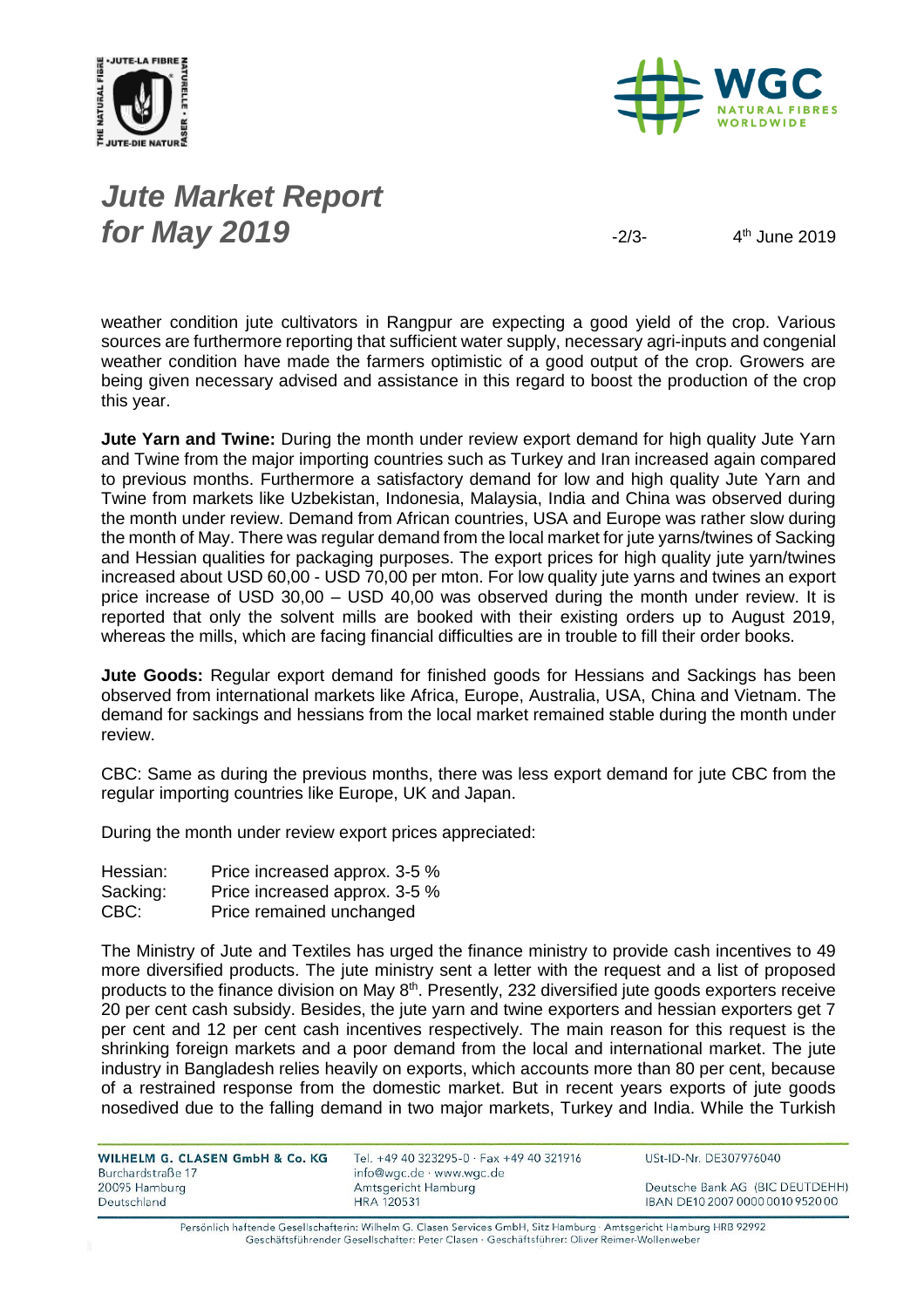weather condition jute cultivators in Rangpur are expecting a good yield of the crop. Various sources are furthermore reporting that sufficient water supply, necessary agri-inputs and congenial weather condition have made the farmers optimistic of a good output of the crop. Growers are being given necessary advised and assistance in this regard to boost the production of the crop this year.

**Jute Yarn and Twine:** During the month under review export demand for high quality Jute Yarn and Twine from the major importing countries such as Turkey and Iran increased again compared to previous months. Furthermore a satisfactory demand for low and high quality Jute Yarn and Twine from markets like Uzbekistan, Indonesia, Malaysia, India and China was observed during the month under review. Demand from African countries, USA and Europe was rather slow during the month of May. There was regular demand from the local market for jute yarns/twines of Sacking and Hessian qualities for packaging purposes. The export prices for high quality jute yarn/twines increased about USD 60,00 - USD 70,00 per mton. For low quality jute yarns and twines an export price increase of USD 30,00 – USD 40,00 was observed during the month under review. It is reported that only the solvent mills are booked with their existing orders up to August 2019, whereas the mills, which are facing financial difficulties are in trouble to fill their order books.

**Jute Goods:** Regular export demand for finished goods for Hessians and Sackings has been observed from international markets like Africa, Europe, Australia, USA, China and Vietnam. The demand for sackings and hessians from the local market remained stable during the month under review.

CBC: Same as during the previous months, there was less export demand for jute CBC from the regular importing countries like Europe, UK and Japan.

During the month under review export prices appreciated:

| | |
|---|---|
| Hessian: | Price increased approx. 3-5 % |
| Sacking: | Price increased approx. 3-5 % |
| CBC: | Price remained unchanged |

The Ministry of Jute and Textiles has urged the finance ministry to provide cash incentives to 49 more diversified products. The jute ministry sent a letter with the request and a list of proposed products to the finance division on May 8th. Presently, 232 diversified jute goods exporters receive 20 per cent cash subsidy. Besides, the jute yarn and twine exporters and hessian exporters get 7 per cent and 12 per cent cash incentives respectively. The main reason for this request is the shrinking foreign markets and a poor demand from the local and international market. The jute industry in Bangladesh relies heavily on exports, which accounts more than 80 per cent, because of a restrained response from the domestic market. But in recent years exports of jute goods nosedived due to the falling demand in two major markets, Turkey and India. While the Turkish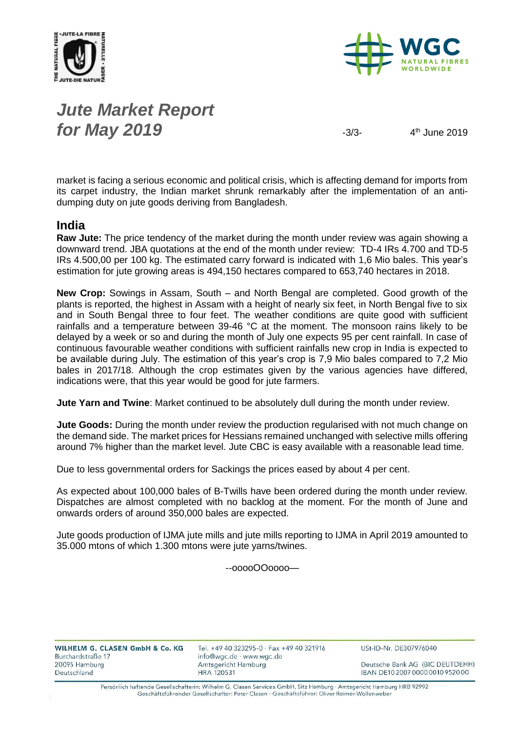market is facing a serious economic and political crisis, which is affecting demand for imports from its carpet industry, the Indian market shrunk remarkably after the implementation of an anti-dumping duty on jute goods deriving from Bangladesh.

## India

**Raw Jute:** The price tendency of the market during the month under review was again showing a downward trend. JBA quotations at the end of the month under review: TD-4 IRs 4.700 and TD-5 IRs 4.500,00 per 100 kg. The estimated carry forward is indicated with 1,6 Mio bales. This year's estimation for jute growing areas is 494,150 hectares compared to 653,740 hectares in 2018.

**New Crop:** Sowings in Assam, South – and North Bengal are completed. Good growth of the plants is reported, the highest in Assam with a height of nearly six feet, in North Bengal five to six and in South Bengal three to four feet. The weather conditions are quite good with sufficient rainfalls and a temperature between 39-46 °C at the moment. The monsoon rains likely to be delayed by a week or so and during the month of July one expects 95 per cent rainfall. In case of continuous favourable weather conditions with sufficient rainfalls new crop in India is expected to be available during July. The estimation of this year's crop is 7,9 Mio bales compared to 7,2 Mio bales in 2017/18. Although the crop estimates given by the various agencies have differed, indications were, that this year would be good for jute farmers.

**Jute Yarn and Twine**: Market continued to be absolutely dull during the month under review.

**Jute Goods:** During the month under review the production regularised with not much change on the demand side. The market prices for Hessians remained unchanged with selective mills offering around 7% higher than the market level. Jute CBC is easy available with a reasonable lead time.

Due to less governmental orders for Sackings the prices eased by about 4 per cent.

As expected about 100,000 bales of B-Twills have been ordered during the month under review. Dispatches are almost completed with no backlog at the moment. For the month of June and onwards orders of around 350,000 bales are expected.

Jute goods production of IJMA jute mills and jute mills reporting to IJMA in April 2019 amounted to 35.000 mtons of which 1.300 mtons were jute yarns/twines.

--ooooOOoooo—